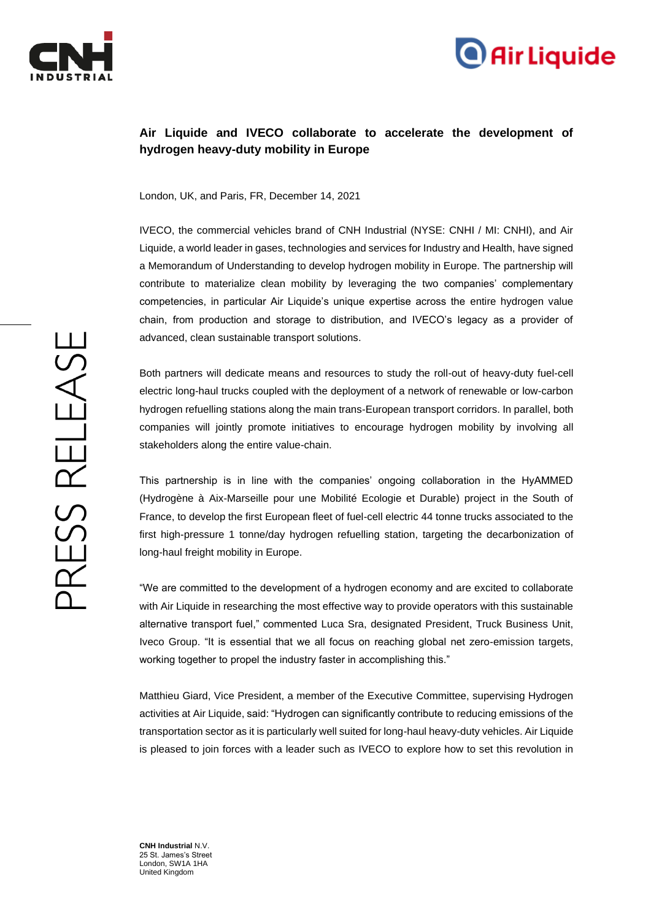# Air Liquide and IVECO collaborate to accelerate the development of hydrogen heavy-duty mobility in Europe

London, UK, and Paris, FR, December 14, 2021

IVECO, the commercial vehicles brand of CNH Industrial (NYSE: CNHI / MI: CNHI), and Air Liquide, a world leader in gases, technologies and services for Industry and Health, have signed a Memorandum of Understanding to develop hydrogen mobility in Europe. The partnership will contribute to materialize clean mobility by leveraging the two companies' complementary competencies, in particular Air Liquide's unique expertise across the entire hydrogen value chain, from production and storage to distribution, and IVECO's legacy as a provider of advanced, clean sustainable transport solutions.

Both partners will dedicate means and resources to study the roll-out of heavy-duty fuel-cell electric long-haul trucks coupled with the deployment of a network of renewable or low-carbon hydrogen refuelling stations along the main trans-European transport corridors. In parallel, both companies will jointly promote initiatives to encourage hydrogen mobility by involving all stakeholders along the entire value-chain.

This partnership is in line with the companies' ongoing collaboration in the HyAMMED (Hydrogène à Aix-Marseille pour une Mobilité Ecologie et Durable) project in the South of France, to develop the first European fleet of fuel-cell electric 44 tonne trucks associated to the first high-pressure 1 tonne/day hydrogen refuelling station, targeting the decarbonization of long-haul freight mobility in Europe.

"We are committed to the development of a hydrogen economy and are excited to collaborate with Air Liquide in researching the most effective way to provide operators with this sustainable alternative transport fuel," commented Luca Sra, designated President, Truck Business Unit, Iveco Group. "It is essential that we all focus on reaching global net zero-emission targets, working together to propel the industry faster in accomplishing this."

Matthieu Giard, Vice President, a member of the Executive Committee, supervising Hydrogen activities at Air Liquide, said: "Hydrogen can significantly contribute to reducing emissions of the transportation sector as it is particularly well suited for long-haul heavy-duty vehicles. Air Liquide is pleased to join forces with a leader such as IVECO to explore how to set this revolution in

**CNH Industrial** N.V.
25 St. James's Street
London, SW1A 1HA
United Kingdom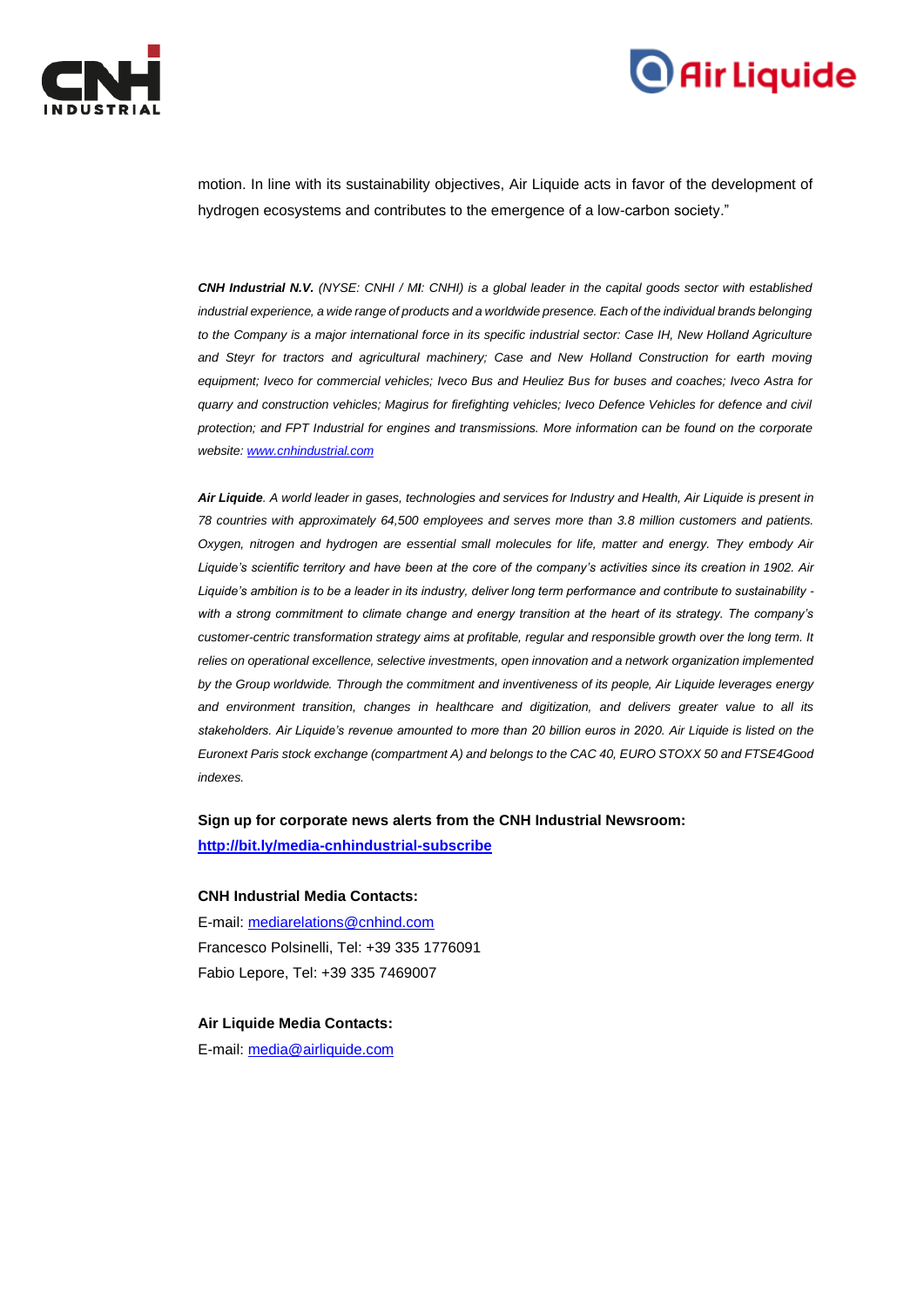motion. In line with its sustainability objectives, Air Liquide acts in favor of the development of hydrogen ecosystems and contributes to the emergence of a low-carbon society."

***CNH Industrial N.V.*** *(NYSE: CNHI / MI: CNHI) is a global leader in the capital goods sector with established industrial experience, a wide range of products and a worldwide presence. Each of the individual brands belonging to the Company is a major international force in its specific industrial sector: Case IH, New Holland Agriculture and Steyr for tractors and agricultural machinery; Case and New Holland Construction for earth moving equipment; Iveco for commercial vehicles; Iveco Bus and Heuliez Bus for buses and coaches; Iveco Astra for quarry and construction vehicles; Magirus for firefighting vehicles; Iveco Defence Vehicles for defence and civil protection; and FPT Industrial for engines and transmissions. More information can be found on the corporate website: [www.cnhindustrial.com](http://www.cnhindustrial.com)*

***Air Liquide****. A world leader in gases, technologies and services for Industry and Health, Air Liquide is present in 78 countries with approximately 64,500 employees and serves more than 3.8 million customers and patients. Oxygen, nitrogen and hydrogen are essential small molecules for life, matter and energy. They embody Air Liquide's scientific territory and have been at the core of the company's activities since its creation in 1902. Air Liquide's ambition is to be a leader in its industry, deliver long term performance and contribute to sustainability - with a strong commitment to climate change and energy transition at the heart of its strategy. The company's customer-centric transformation strategy aims at profitable, regular and responsible growth over the long term. It relies on operational excellence, selective investments, open innovation and a network organization implemented by the Group worldwide. Through the commitment and inventiveness of its people, Air Liquide leverages energy and environment transition, changes in healthcare and digitization, and delivers greater value to all its stakeholders. Air Liquide's revenue amounted to more than 20 billion euros in 2020. Air Liquide is listed on the Euronext Paris stock exchange (compartment A) and belongs to the CAC 40, EURO STOXX 50 and FTSE4Good indexes.*

**Sign up for corporate news alerts from the CNH Industrial Newsroom:**
**[http://bit.ly/media-cnhindustrial-subscribe](http://bit.ly/media-cnhindustrial-subscribe)**

**CNH Industrial Media Contacts:**
E-mail: [mediarelations@cnhind.com](mailto:mediarelations@cnhind.com)
Francesco Polsinelli, Tel: +39 335 1776091
Fabio Lepore, Tel: +39 335 7469007

**Air Liquide Media Contacts:**
E-mail: [media@airliquide.com](mailto:media@airliquide.com)